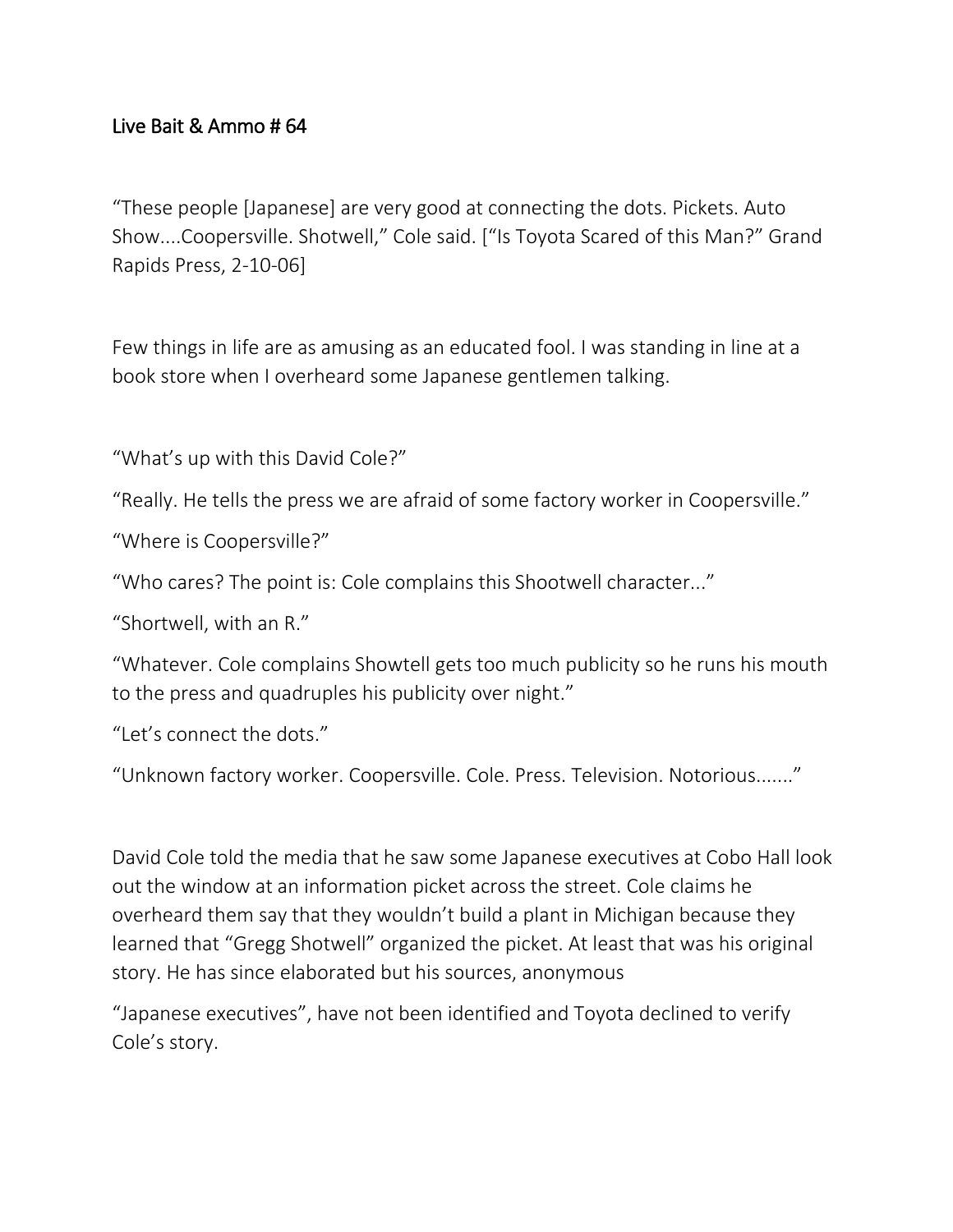## Live Bait & Ammo # 64

"These people [Japanese] are very good at connecting the dots. Pickets. Auto Show....Coopersville. Shotwell," Cole said. ["Is Toyota Scared of this Man?" Grand Rapids Press, 2-10-06]

Few things in life are as amusing as an educated fool. I was standing in line at a book store when I overheard some Japanese gentlemen talking.

"What's up with this David Cole?"

"Really. He tells the press we are afraid of some factory worker in Coopersville."

"Where is Coopersville?"

"Who cares? The point is: Cole complains this Shootwell character..."

"Shortwell, with an R."

"Whatever. Cole complains Showtell gets too much publicity so he runs his mouth to the press and quadruples his publicity over night."

"Let's connect the dots."

"Unknown factory worker. Coopersville. Cole. Press. Television. Notorious......."

David Cole told the media that he saw some Japanese executives at Cobo Hall look out the window at an information picket across the street. Cole claims he overheard them say that they wouldn't build a plant in Michigan because they learned that "Gregg Shotwell" organized the picket. At least that was his original story. He has since elaborated but his sources, anonymous "Japanese executives", have not been identified and Toyota declined to verify Cole's story.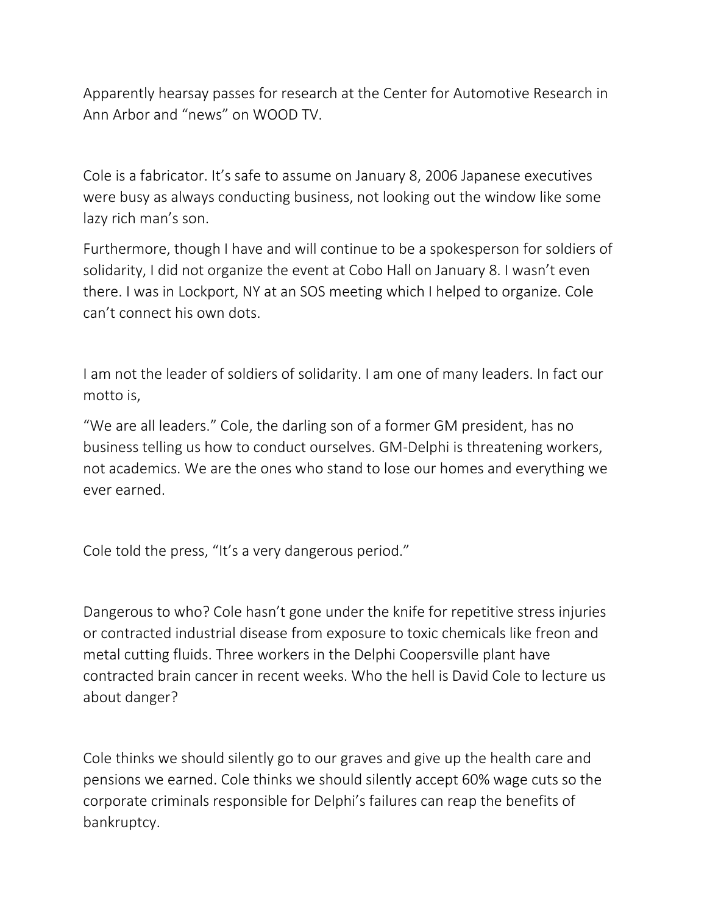Apparently hearsay passes for research at the Center for Automotive Research in Ann Arbor and "news" on WOOD TV.

Cole is a fabricator. It's safe to assume on January 8, 2006 Japanese executives were busy as always conducting business, not looking out the window like some lazy rich man's son.

Furthermore, though I have and will continue to be a spokesperson for soldiers of solidarity, I did not organize the event at Cobo Hall on January 8. I wasn't even there. I was in Lockport, NY at an SOS meeting which I helped to organize. Cole can't connect his own dots.

I am not the leader of soldiers of solidarity. I am one of many leaders. In fact our motto is,

"We are all leaders." Cole, the darling son of a former GM president, has no business telling us how to conduct ourselves. GM-Delphi is threatening workers, not academics. We are the ones who stand to lose our homes and everything we ever earned.

Cole told the press, "It's a very dangerous period."

Dangerous to who? Cole hasn't gone under the knife for repetitive stress injuries or contracted industrial disease from exposure to toxic chemicals like freon and metal cutting fluids. Three workers in the Delphi Coopersville plant have contracted brain cancer in recent weeks. Who the hell is David Cole to lecture us about danger?

Cole thinks we should silently go to our graves and give up the health care and pensions we earned. Cole thinks we should silently accept 60% wage cuts so the corporate criminals responsible for Delphi's failures can reap the benefits of bankruptcy.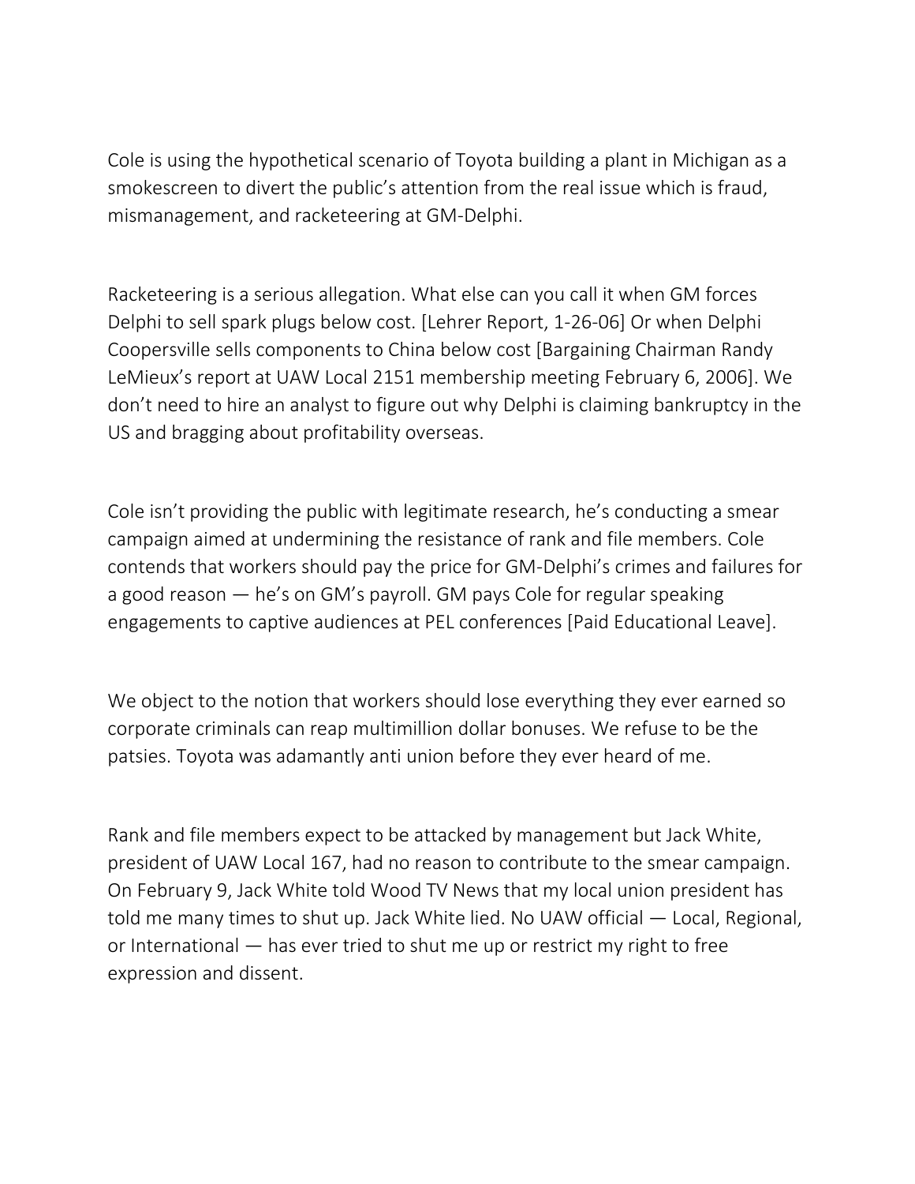Cole is using the hypothetical scenario of Toyota building a plant in Michigan as a smokescreen to divert the public's attention from the real issue which is fraud, mismanagement, and racketeering at GM-Delphi.

Racketeering is a serious allegation. What else can you call it when GM forces Delphi to sell spark plugs below cost. [Lehrer Report, 1-26-06] Or when Delphi Coopersville sells components to China below cost [Bargaining Chairman Randy LeMieux's report at UAW Local 2151 membership meeting February 6, 2006]. We don't need to hire an analyst to figure out why Delphi is claiming bankruptcy in the US and bragging about profitability overseas.

Cole isn't providing the public with legitimate research, he's conducting a smear campaign aimed at undermining the resistance of rank and file members. Cole contends that workers should pay the price for GM-Delphi's crimes and failures for a good reason — he's on GM's payroll. GM pays Cole for regular speaking engagements to captive audiences at PEL conferences [Paid Educational Leave].

We object to the notion that workers should lose everything they ever earned so corporate criminals can reap multimillion dollar bonuses. We refuse to be the patsies. Toyota was adamantly anti union before they ever heard of me.

Rank and file members expect to be attacked by management but Jack White, president of UAW Local 167, had no reason to contribute to the smear campaign. On February 9, Jack White told Wood TV News that my local union president has told me many times to shut up. Jack White lied. No UAW official — Local, Regional, or International — has ever tried to shut me up or restrict my right to free expression and dissent.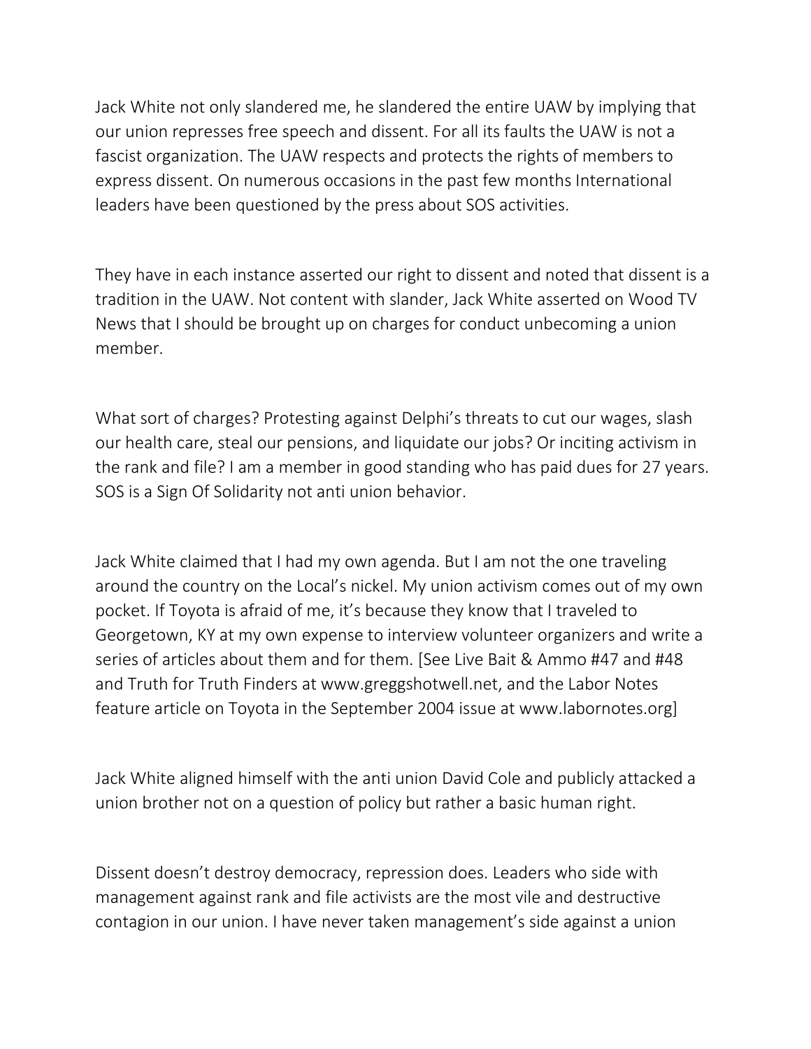Jack White not only slandered me, he slandered the entire UAW by implying that our union represses free speech and dissent. For all its faults the UAW is not a fascist organization. The UAW respects and protects the rights of members to express dissent. On numerous occasions in the past few months International leaders have been questioned by the press about SOS activities.

They have in each instance asserted our right to dissent and noted that dissent is a tradition in the UAW. Not content with slander, Jack White asserted on Wood TV News that I should be brought up on charges for conduct unbecoming a union member.

What sort of charges? Protesting against Delphi's threats to cut our wages, slash our health care, steal our pensions, and liquidate our jobs? Or inciting activism in the rank and file? I am a member in good standing who has paid dues for 27 years. SOS is a Sign Of Solidarity not anti union behavior.

Jack White claimed that I had my own agenda. But I am not the one traveling around the country on the Local's nickel. My union activism comes out of my own pocket. If Toyota is afraid of me, it's because they know that I traveled to Georgetown, KY at my own expense to interview volunteer organizers and write a series of articles about them and for them. [See Live Bait & Ammo #47 and #48 and Truth for Truth Finders at www.greggshotwell.net, and the Labor Notes feature article on Toyota in the September 2004 issue at www.labornotes.org]

Jack White aligned himself with the anti union David Cole and publicly attacked a union brother not on a question of policy but rather a basic human right.

Dissent doesn't destroy democracy, repression does. Leaders who side with management against rank and file activists are the most vile and destructive contagion in our union. I have never taken management's side against a union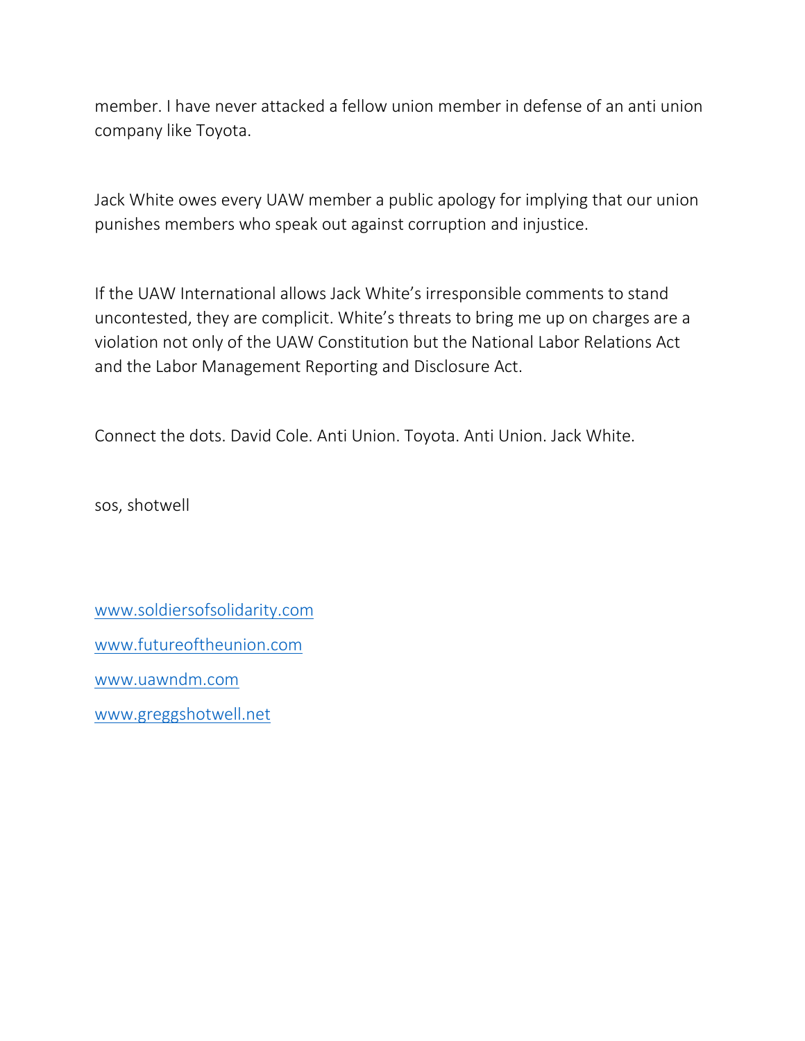member. I have never attacked a fellow union member in defense of an anti union company like Toyota.

Jack White owes every UAW member a public apology for implying that our union punishes members who speak out against corruption and injustice.

If the UAW International allows Jack White's irresponsible comments to stand uncontested, they are complicit. White's threats to bring me up on charges are a violation not only of the UAW Constitution but the National Labor Relations Act and the Labor Management Reporting and Disclosure Act.

Connect the dots. David Cole. Anti Union. Toyota. Anti Union. Jack White.

sos, shotwell

www.soldiersofsolidarity.com

www.futureoftheunion.com

www.uawndm.com

www.greggshotwell.net